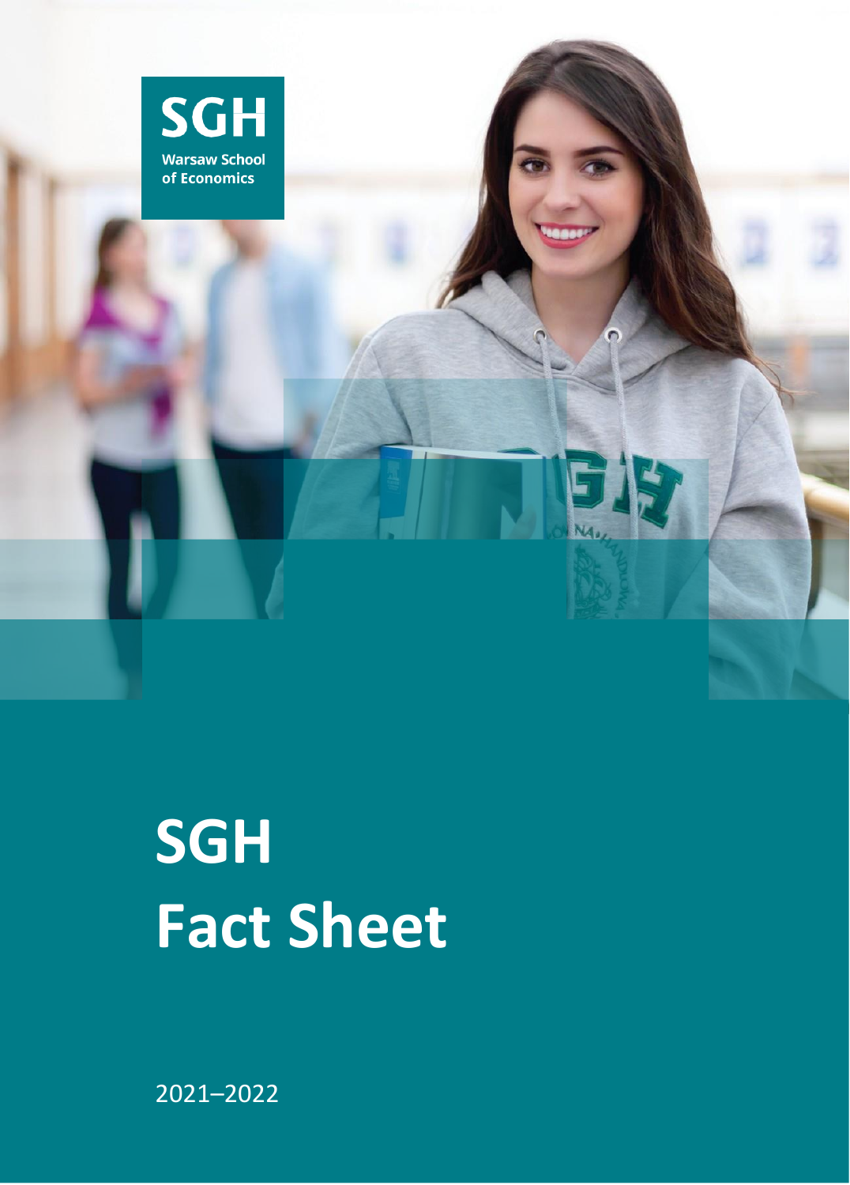SGH
Warsaw School of Economics

# SGH Fact Sheet

2021–2022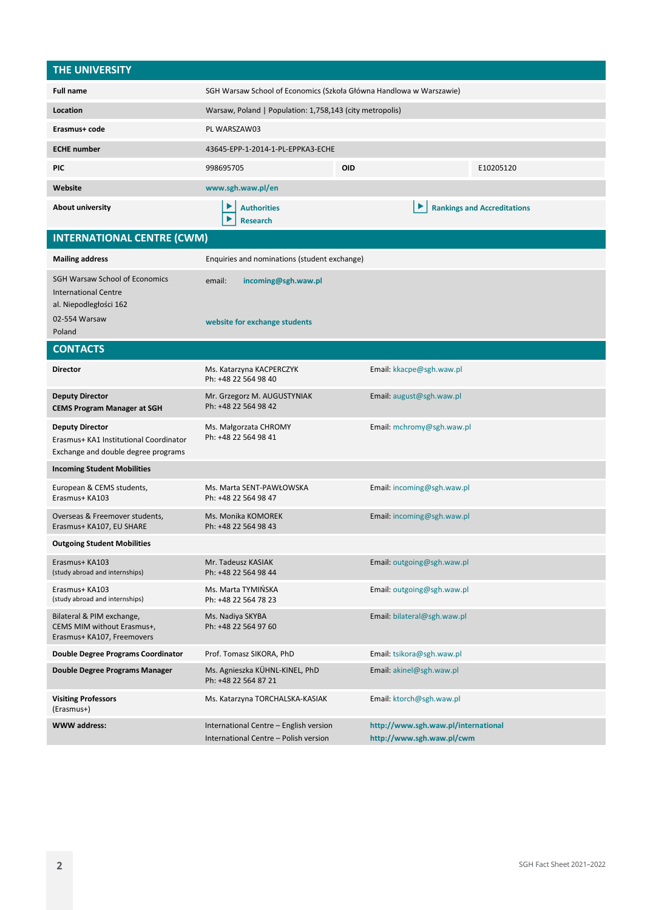## THE UNIVERSITY

| | | | |
|---|---|---|---|
| **Full name** | SGH Warsaw School of Economics (Szkoła Główna Handlowa w Warszawie) | | |
| **Location** | Warsaw, Poland \| Population: 1,758,143 (city metropolis) | | |
| **Erasmus+ code** | PL WARSZAW03 | | |
| **ECHE number** | 43645-EPP-1-2014-1-PL-EPPKA3-ECHE | | |
| **PIC** | 998695705 | **OID** | E10205120 |
| **Website** | **www.sgh.waw.pl/en** | | |
| **About university** | **Authorities**<br>**Research** | **Rankings and Accreditations** | |

## INTERNATIONAL CENTRE (CWM)

| | | |
|---|---|---|
| **Mailing address** | Enquiries and nominations (student exchange) | |
| SGH Warsaw School of Economics<br>International Centre<br>al. Niepodległości 162<br>02-554 Warsaw<br>Poland | email: | **incoming@sgh.waw.pl** |
| | **website for exchange students** | |

## CONTACTS

| | | |
|---|---|---|
| **Director** | Ms. Katarzyna KACPERCZYK<br>Ph: +48 22 564 98 40 | Email: kkacpe@sgh.waw.pl |
| **Deputy Director**<br>**CEMS Program Manager at SGH** | Mr. Grzegorz M. AUGUSTYNIAK<br>Ph: +48 22 564 98 42 | Email: august@sgh.waw.pl |
| **Deputy Director**<br>Erasmus+ KA1 Institutional Coordinator<br>Exchange and double degree programs | Ms. Małgorzata CHROMY<br>Ph: +48 22 564 98 41 | Email: mchromy@sgh.waw.pl |
| **Incoming Student Mobilities** | | |
| European & CEMS students,<br>Erasmus+ KA103 | Ms. Marta SENT-PAWŁOWSKA<br>Ph: +48 22 564 98 47 | Email: incoming@sgh.waw.pl |
| Overseas & Freemover students,<br>Erasmus+ KA107, EU SHARE | Ms. Monika KOMOREK<br>Ph: +48 22 564 98 43 | Email: incoming@sgh.waw.pl |
| **Outgoing Student Mobilities** | | |
| Erasmus+ KA103<br>(study abroad and internships) | Mr. Tadeusz KASIAK<br>Ph: +48 22 564 98 44 | Email: outgoing@sgh.waw.pl |
| Erasmus+ KA103<br>(study abroad and internships) | Ms. Marta TYMIŃSKA<br>Ph: +48 22 564 78 23 | Email: outgoing@sgh.waw.pl |
| Bilateral & PIM exchange,<br>CEMS MIM without Erasmus+,<br>Erasmus+ KA107, Freemovers | Ms. Nadiya SKYBA<br>Ph: +48 22 564 97 60 | Email: bilateral@sgh.waw.pl |
| **Double Degree Programs Coordinator** | Prof. Tomasz SIKORA, PhD | Email: tsikora@sgh.waw.pl |
| **Double Degree Programs Manager** | Ms. Agnieszka KÜHNL-KINEL, PhD<br>Ph: +48 22 564 87 21 | Email: akinel@sgh.waw.pl |
| **Visiting Professors**<br>(Erasmus+) | Ms. Katarzyna TORCHALSKA-KASIAK | Email: ktorch@sgh.waw.pl |
| **WWW address:** | International Centre – English version<br>International Centre – Polish version | **http://www.sgh.waw.pl/international**<br>**http://www.sgh.waw.pl/cwm** |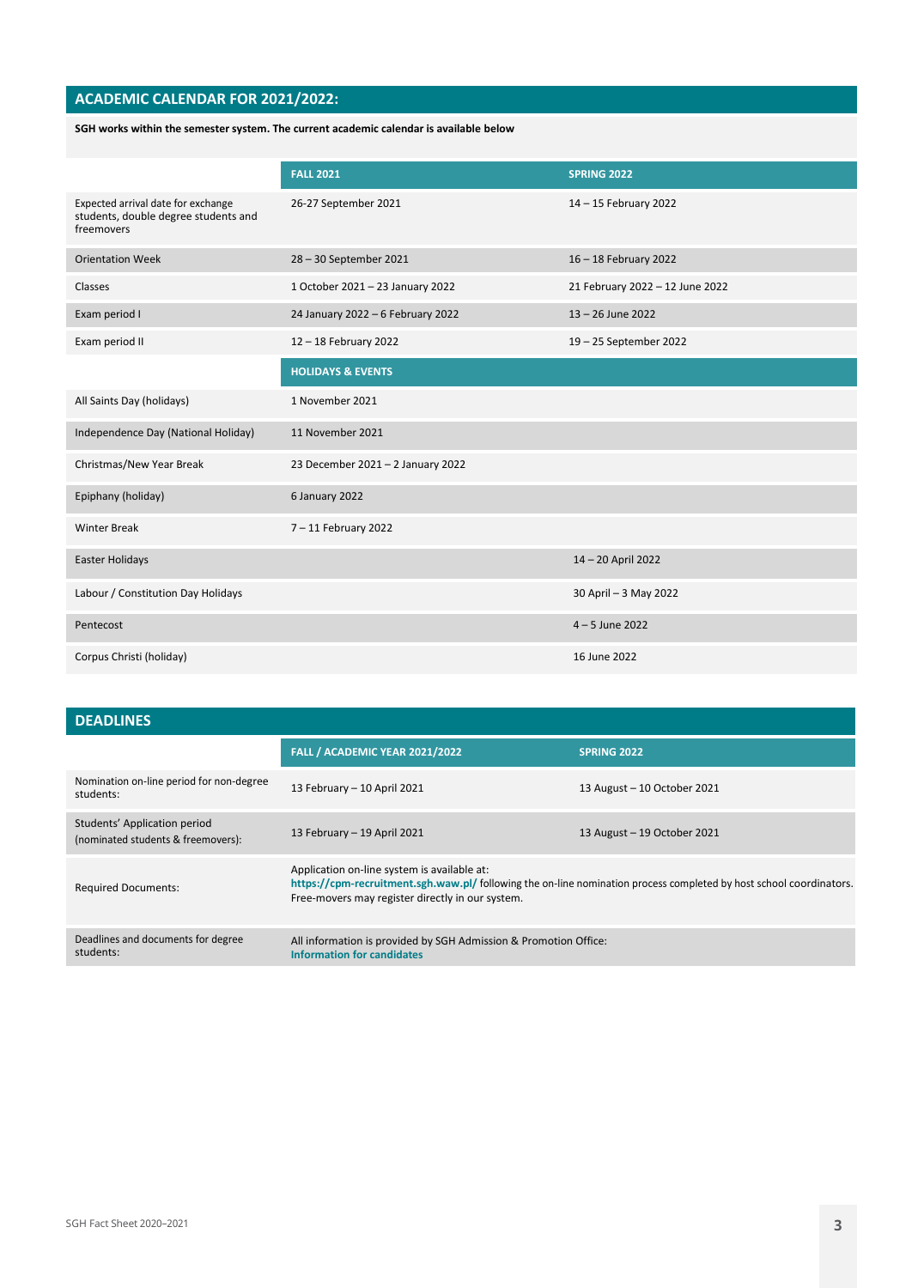## ACADEMIC CALENDAR FOR 2021/2022:

**SGH works within the semester system. The current academic calendar is available below**

| | FALL 2021 | SPRING 2022 |
|---|---|---|
| Expected arrival date for exchange students, double degree students and freemovers | 26-27 September 2021 | 14 – 15 February 2022 |
| Orientation Week | 28 – 30 September 2021 | 16 – 18 February 2022 |
| Classes | 1 October 2021 – 23 January 2022 | 21 February 2022 – 12 June 2022 |
| Exam period I | 24 January 2022 – 6 February 2022 | 13 – 26 June 2022 |
| Exam period II | 12 – 18 February 2022 | 19 – 25 September 2022 |
| | **HOLIDAYS & EVENTS** | |
| All Saints Day (holidays) | 1 November 2021 | |
| Independence Day (National Holiday) | 11 November 2021 | |
| Christmas/New Year Break | 23 December 2021 – 2 January 2022 | |
| Epiphany (holiday) | 6 January 2022 | |
| Winter Break | 7 – 11 February 2022 | |
| Easter Holidays | | 14 – 20 April 2022 |
| Labour / Constitution Day Holidays | | 30 April – 3 May 2022 |
| Pentecost | | 4 – 5 June 2022 |
| Corpus Christi (holiday) | | 16 June 2022 |

## DEADLINES

| | FALL / ACADEMIC YEAR 2021/2022 | SPRING 2022 |
|---|---|---|
| Nomination on-line period for non-degree students: | 13 February – 10 April 2021 | 13 August – 10 October 2021 |
| Students' Application period (nominated students & freemovers): | 13 February – 19 April 2021 | 13 August – 19 October 2021 |
| Required Documents: | Application on-line system is available at: **https://cpm-recruitment.sgh.waw.pl/** following the on-line nomination process completed by host school coordinators. Free-movers may register directly in our system. | |
| Deadlines and documents for degree students: | All information is provided by SGH Admission & Promotion Office: **Information for candidates** | |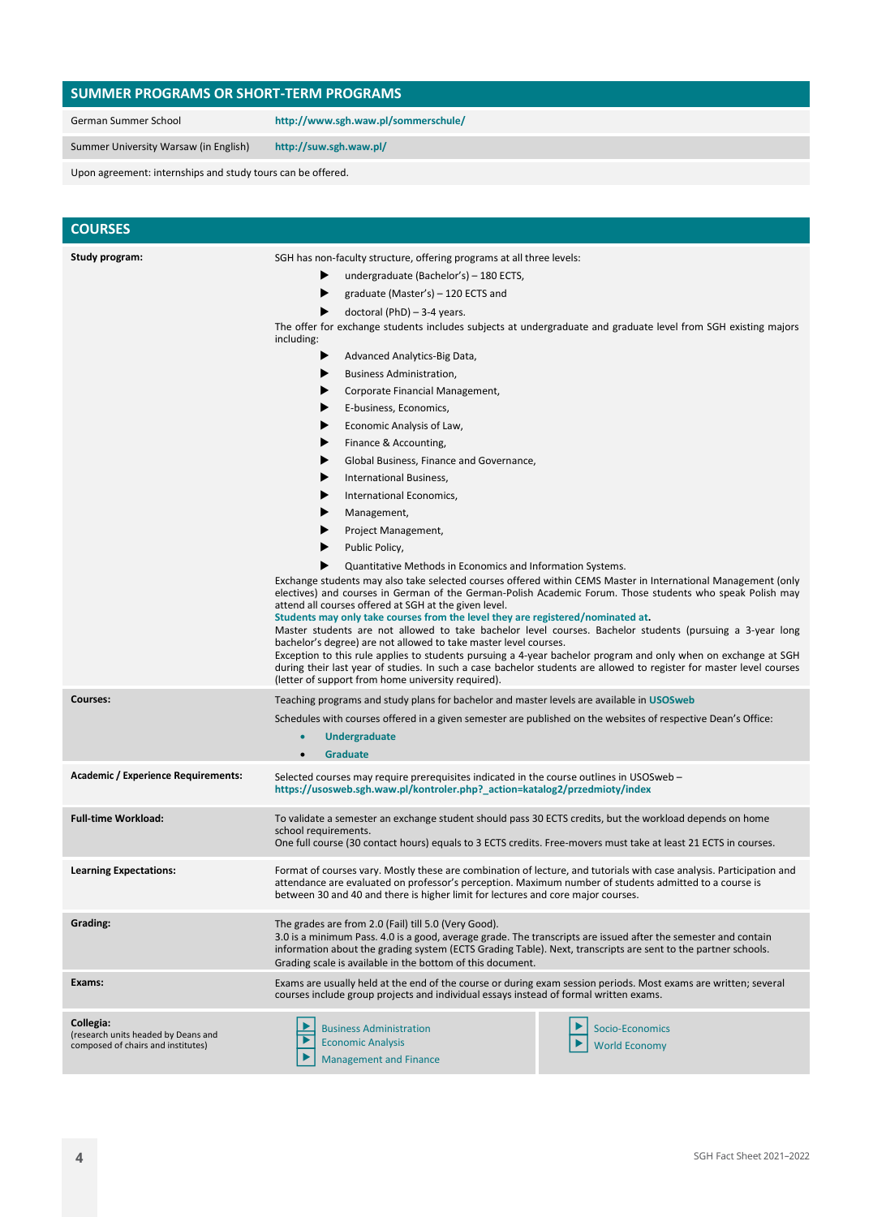## SUMMER PROGRAMS OR SHORT-TERM PROGRAMS

| | |
|---|---|
| German Summer School | **http://www.sgh.waw.pl/sommerschule/** |
| Summer University Warsaw (in English) | **http://suw.sgh.waw.pl/** |

Upon agreement: internships and study tours can be offered.

## COURSES

| | |
|---|---|
| **Study program:** | SGH has non-faculty structure, offering programs at all three levels:<br>▶ undergraduate (Bachelor's) – 180 ECTS,<br>▶ graduate (Master's) – 120 ECTS and<br>▶ doctoral (PhD) – 3-4 years.<br>The offer for exchange students includes subjects at undergraduate and graduate level from SGH existing majors including:<br>▶ Advanced Analytics-Big Data,<br>▶ Business Administration,<br>▶ Corporate Financial Management,<br>▶ E-business, Economics,<br>▶ Economic Analysis of Law,<br>▶ Finance & Accounting,<br>▶ Global Business, Finance and Governance,<br>▶ International Business,<br>▶ International Economics,<br>▶ Management,<br>▶ Project Management,<br>▶ Public Policy,<br>▶ Quantitative Methods in Economics and Information Systems.<br>Exchange students may also take selected courses offered within CEMS Master in International Management (only electives) and courses in German of the German-Polish Academic Forum. Those students who speak Polish may attend all courses offered at SGH at the given level.<br>**Students may only take courses from the level they are registered/nominated at.**<br>Master students are not allowed to take bachelor level courses. Bachelor students (pursuing a 3-year long bachelor's degree) are not allowed to take master level courses.<br>Exception to this rule applies to students pursuing a 4-year bachelor program and only when on exchange at SGH during their last year of studies. In such a case bachelor students are allowed to register for master level courses (letter of support from home university required). |
| **Courses:** | Teaching programs and study plans for bachelor and master levels are available in **USOSweb**<br>Schedules with courses offered in a given semester are published on the websites of respective Dean's Office:<br>• **Undergraduate**<br>• **Graduate** |
| **Academic / Experience Requirements:** | Selected courses may require prerequisites indicated in the course outlines in USOSweb – **https://usosweb.sgh.waw.pl/kontroler.php?_action=katalog2/przedmioty/index** |
| **Full-time Workload:** | To validate a semester an exchange student should pass 30 ECTS credits, but the workload depends on home school requirements.<br>One full course (30 contact hours) equals to 3 ECTS credits. Free-movers must take at least 21 ECTS in courses. |
| **Learning Expectations:** | Format of courses vary. Mostly these are combination of lecture, and tutorials with case analysis. Participation and attendance are evaluated on professor's perception. Maximum number of students admitted to a course is between 30 and 40 and there is higher limit for lectures and core major courses. |
| **Grading:** | The grades are from 2.0 (Fail) till 5.0 (Very Good).<br>3.0 is a minimum Pass. 4.0 is a good, average grade. The transcripts are issued after the semester and contain information about the grading system (ECTS Grading Table). Next, transcripts are sent to the partner schools. Grading scale is available in the bottom of this document. |
| **Exams:** | Exams are usually held at the end of the course or during exam session periods. Most exams are written; several courses include group projects and individual essays instead of formal written exams. |
| **Collegia:**<br>(research units headed by Deans and composed of chairs and institutes) | ▶ Business Administration<br>▶ Economic Analysis<br>▶ Management and Finance<br>▶ Socio-Economics<br>▶ World Economy |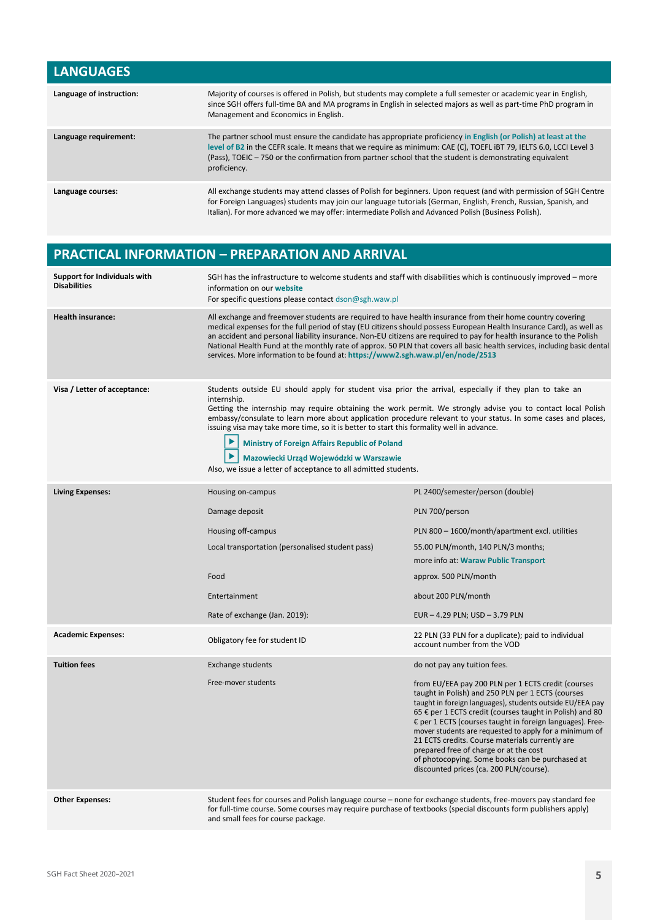## LANGUAGES

| | |
|---|---|
| **Language of instruction:** | Majority of courses is offered in Polish, but students may complete a full semester or academic year in English, since SGH offers full-time BA and MA programs in English in selected majors as well as part-time PhD program in Management and Economics in English. |
| **Language requirement:** | The partner school must ensure the candidate has appropriate proficiency **in English (or Polish) at least at the level of B2** in the CEFR scale. It means that we require as minimum: CAE (C), TOEFL iBT 79, IELTS 6.0, LCCI Level 3 (Pass), TOEIC – 750 or the confirmation from partner school that the student is demonstrating equivalent proficiency. |
| **Language courses:** | All exchange students may attend classes of Polish for beginners. Upon request (and with permission of SGH Centre for Foreign Languages) students may join our language tutorials (German, English, French, Russian, Spanish, and Italian). For more advanced we may offer: intermediate Polish and Advanced Polish (Business Polish). |

## PRACTICAL INFORMATION – PREPARATION AND ARRIVAL

| | | |
|---|---|---|
| **Support for Individuals with Disabilities** | SGH has the infrastructure to welcome students and staff with disabilities which is continuously improved – more information on our **website**<br>For specific questions please contact dson@sgh.waw.pl | |
| **Health insurance:** | All exchange and freemover students are required to have health insurance from their home country covering medical expenses for the full period of stay (EU citizens should possess European Health Insurance Card), as well as an accident and personal liability insurance. Non-EU citizens are required to pay for health insurance to the Polish National Health Fund at the monthly rate of approx. 50 PLN that covers all basic health services, including basic dental services. More information to be found at: **https://www2.sgh.waw.pl/en/node/2513** | |
| **Visa / Letter of acceptance:** | Students outside EU should apply for student visa prior the arrival, especially if they plan to take an internship.<br>Getting the internship may require obtaining the work permit. We strongly advise you to contact local Polish embassy/consulate to learn more about application procedure relevant to your status. In some cases and places, issuing visa may take more time, so it is better to start this formality well in advance.<br>▶ **Ministry of Foreign Affairs Republic of Poland**<br>▶ **Mazowiecki Urząd Wojewódzki w Warszawie**<br>Also, we issue a letter of acceptance to all admitted students. | |
| **Living Expenses:** | Housing on-campus | PL 2400/semester/person (double) |
| | Damage deposit | PLN 700/person |
| | Housing off-campus | PLN 800 – 1600/month/apartment excl. utilities |
| | Local transportation (personalised student pass) | 55.00 PLN/month, 140 PLN/3 months;<br>more info at: **Waraw Public Transport** |
| | Food | approx. 500 PLN/month |
| | Entertainment | about 200 PLN/month |
| | Rate of exchange (Jan. 2019): | EUR – 4.29 PLN; USD – 3.79 PLN |
| **Academic Expenses:** | Obligatory fee for student ID | 22 PLN (33 PLN for a duplicate); paid to individual account number from the VOD |
| **Tuition fees** | Exchange students | do not pay any tuition fees. |
| | Free-mover students | from EU/EEA pay 200 PLN per 1 ECTS credit (courses taught in Polish) and 250 PLN per 1 ECTS (courses taught in foreign languages), students outside EU/EEA pay 65 € per 1 ECTS credit (courses taught in Polish) and 80 € per 1 ECTS (courses taught in foreign languages). Free-mover students are requested to apply for a minimum of 21 ECTS credits. Course materials currently are prepared free of charge or at the cost of photocopying. Some books can be purchased at discounted prices (ca. 200 PLN/course). |
| **Other Expenses:** | Student fees for courses and Polish language course – none for exchange students, free-movers pay standard fee for full-time course. Some courses may require purchase of textbooks (special discounts form publishers apply) and small fees for course package. | |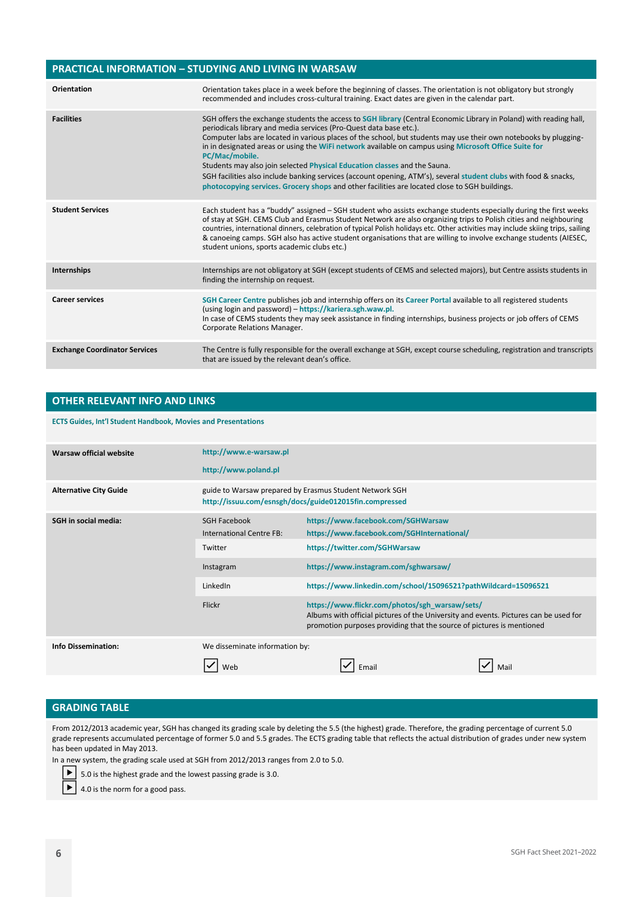## PRACTICAL INFORMATION – STUDYING AND LIVING IN WARSAW

| | |
|---|---|
| **Orientation** | Orientation takes place in a week before the beginning of classes. The orientation is not obligatory but strongly recommended and includes cross-cultural training. Exact dates are given in the calendar part. |
| **Facilities** | SGH offers the exchange students the access to SGH library (Central Economic Library in Poland) with reading hall, periodicals library and media services (Pro-Quest data base etc.). Computer labs are located in various places of the school, but students may use their own notebooks by plugging-in in designated areas or using the WiFi network available on campus using Microsoft Office Suite for PC/Mac/mobile. Students may also join selected Physical Education classes and the Sauna. SGH facilities also include banking services (account opening, ATM's), several student clubs with food & snacks, photocopying services. Grocery shops and other facilities are located close to SGH buildings. |
| **Student Services** | Each student has a "buddy" assigned – SGH student who assists exchange students especially during the first weeks of stay at SGH. CEMS Club and Erasmus Student Network are also organizing trips to Polish cities and neighbouring countries, international dinners, celebration of typical Polish holidays etc. Other activities may include skiing trips, sailing & canoeing camps. SGH also has active student organisations that are willing to involve exchange students (AIESEC, student unions, sports academic clubs etc.) |
| **Internships** | Internships are not obligatory at SGH (except students of CEMS and selected majors), but Centre assists students in finding the internship on request. |
| **Career services** | SGH Career Centre publishes job and internship offers on its Career Portal available to all registered students (using login and password) – https://kariera.sgh.waw.pl. In case of CEMS students they may seek assistance in finding internships, business projects or job offers of CEMS Corporate Relations Manager. |
| **Exchange Coordinator Services** | The Centre is fully responsible for the overall exchange at SGH, except course scheduling, registration and transcripts that are issued by the relevant dean's office. |

## OTHER RELEVANT INFO AND LINKS

ECTS Guides, Int'l Student Handbook, Movies and Presentations

| | | |
|---|---|---|
| **Warsaw official website** | http://www.e-warsaw.pl<br>http://www.poland.pl | |
| **Alternative City Guide** | guide to Warsaw prepared by Erasmus Student Network SGH<br>http://issuu.com/esnsgh/docs/guide012015fin.compressed | |
| **SGH in social media:** | SGH Facebook | https://www.facebook.com/SGHWarsaw |
| | International Centre FB: | https://www.facebook.com/SGHInternational/ |
| | Twitter | https://twitter.com/SGHWarsaw |
| | Instagram | https://www.instagram.com/sghwarsaw/ |
| | LinkedIn | https://www.linkedin.com/school/15096521?pathWildcard=15096521 |
| | Flickr | https://www.flickr.com/photos/sgh_warsaw/sets/<br>Albums with official pictures of the University and events. Pictures can be used for promotion purposes providing that the source of pictures is mentioned |
| **Info Dissemination:** | We disseminate information by:<br>☑ Web ☑ Email ☑ Mail | |

## GRADING TABLE

From 2012/2013 academic year, SGH has changed its grading scale by deleting the 5.5 (the highest) grade. Therefore, the grading percentage of current 5.0 grade represents accumulated percentage of former 5.0 and 5.5 grades. The ECTS grading table that reflects the actual distribution of grades under new system has been updated in May 2013.

In a new system, the grading scale used at SGH from 2012/2013 ranges from 2.0 to 5.0.

- 5.0 is the highest grade and the lowest passing grade is 3.0.
- 4.0 is the norm for a good pass.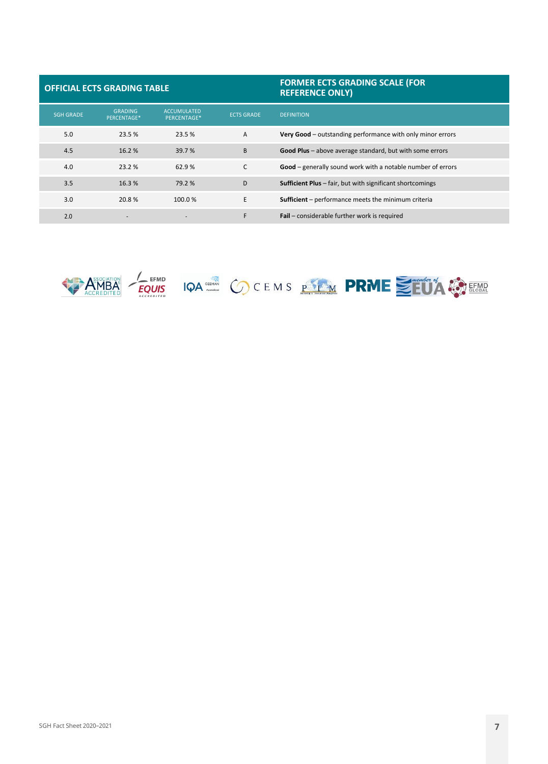| OFFICIAL ECTS GRADING TABLE | | | | FORMER ECTS GRADING SCALE (FOR REFERENCE ONLY) |
|---|---|---|---|---|
| SGH GRADE | GRADING PERCENTAGE* | ACCUMULATED PERCENTAGE* | ECTS GRADE | DEFINITION |
| 5.0 | 23.5 % | 23.5 % | A | **Very Good** – outstanding performance with only minor errors |
| 4.5 | 16.2 % | 39.7 % | B | **Good Plus** – above average standard, but with some errors |
| 4.0 | 23.2 % | 62.9 % | C | **Good** – generally sound work with a notable number of errors |
| 3.5 | 16.3 % | 79.2 % | D | **Sufficient Plus** – fair, but with significant shortcomings |
| 3.0 | 20.8 % | 100.0 % | E | **Sufficient** – performance meets the minimum criteria |
| 2.0 | - | - | F | **Fail** – considerable further work is required |